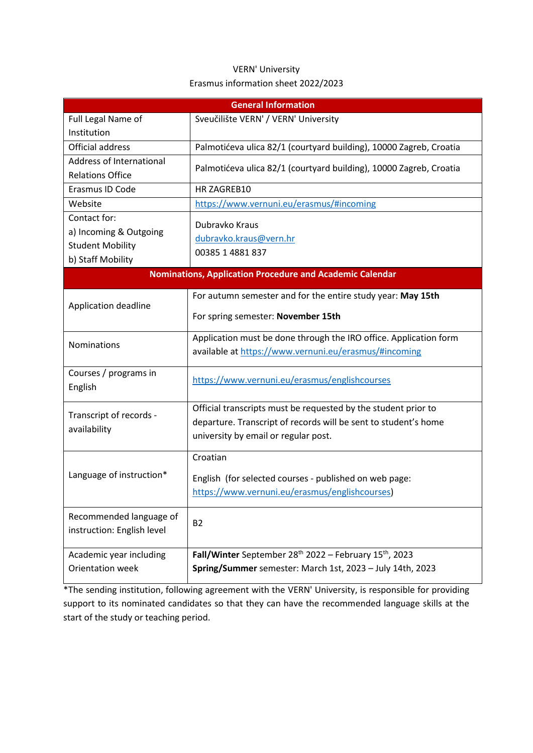VERN' University

Erasmus information sheet 2022/2023

| General Information | |
|---|---|
| Full Legal Name of Institution | Sveučilište VERN' / VERN' University |
| Official address | Palmotićeva ulica 82/1 (courtyard building), 10000 Zagreb, Croatia |
| Address of International Relations Office | Palmotićeva ulica 82/1 (courtyard building), 10000 Zagreb, Croatia |
| Erasmus ID Code | HR ZAGREB10 |
| Website | https://www.vernuni.eu/erasmus/#incoming |
| Contact for:<br>a) Incoming & Outgoing Student Mobility<br>b) Staff Mobility | Dubravko Kraus<br>dubravko.kraus@vern.hr<br>00385 1 4881 837 |
| **Nominations, Application Procedure and Academic Calendar** | |
| Application deadline | For autumn semester and for the entire study year: **May 15th**<br><br>For spring semester: **November 15th** |
| Nominations | Application must be done through the IRO office. Application form available at https://www.vernuni.eu/erasmus/#incoming |
| Courses / programs in English | https://www.vernuni.eu/erasmus/englishcourses |
| Transcript of records - availability | Official transcripts must be requested by the student prior to departure. Transcript of records will be sent to student's home university by email or regular post. |
| Language of instruction* | Croatian<br><br>English (for selected courses - published on web page: https://www.vernuni.eu/erasmus/englishcourses) |
| Recommended language of instruction: English level | B2 |
| Academic year including Orientation week | **Fall/Winter** September 28th 2022 – February 15th, 2023<br>**Spring/Summer** semester: March 1st, 2023 – July 14th, 2023 |

*The sending institution, following agreement with the VERN' University, is responsible for providing support to its nominated candidates so that they can have the recommended language skills at the start of the study or teaching period.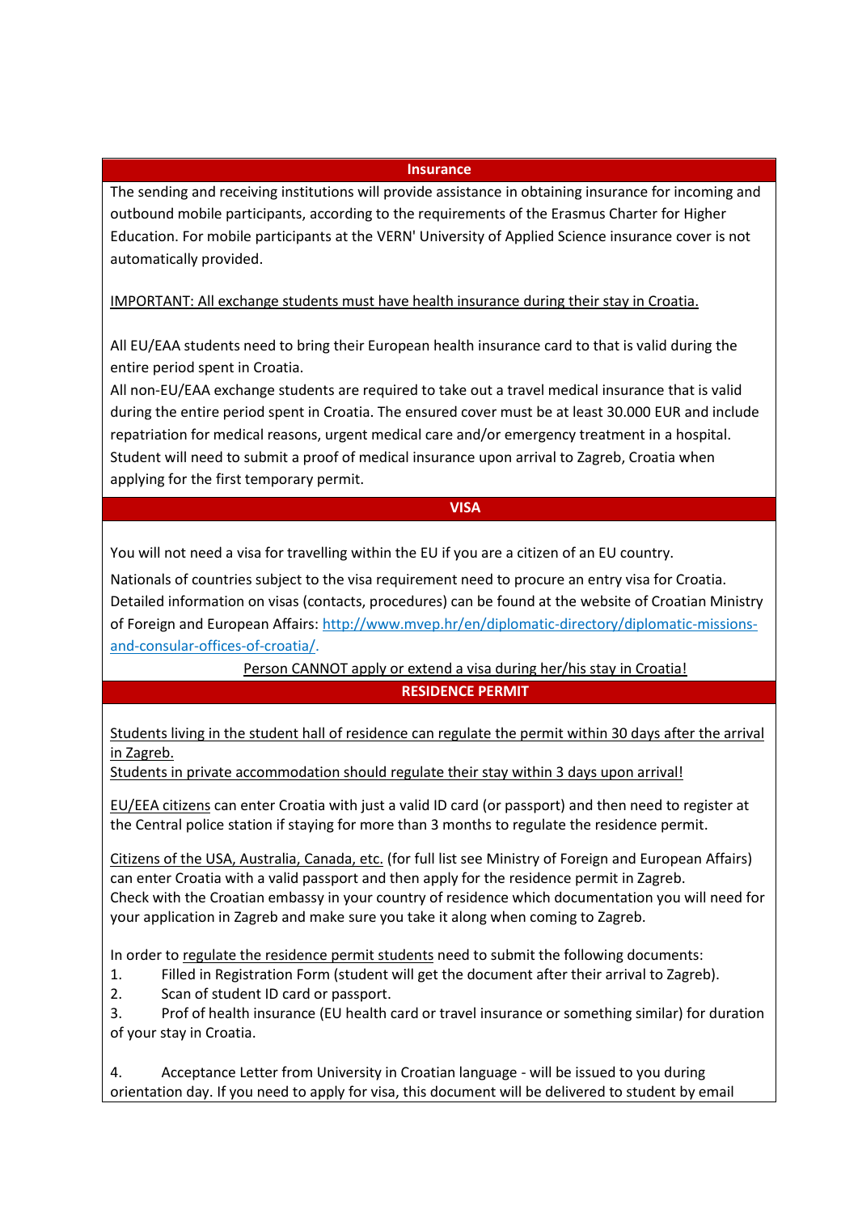## Insurance

The sending and receiving institutions will provide assistance in obtaining insurance for incoming and outbound mobile participants, according to the requirements of the Erasmus Charter for Higher Education. For mobile participants at the VERN' University of Applied Science insurance cover is not automatically provided.

IMPORTANT: All exchange students must have health insurance during their stay in Croatia.

All EU/EAA students need to bring their European health insurance card to that is valid during the entire period spent in Croatia.
All non-EU/EAA exchange students are required to take out a travel medical insurance that is valid during the entire period spent in Croatia. The ensured cover must be at least 30.000 EUR and include repatriation for medical reasons, urgent medical care and/or emergency treatment in a hospital. Student will need to submit a proof of medical insurance upon arrival to Zagreb, Croatia when applying for the first temporary permit.

## VISA

You will not need a visa for travelling within the EU if you are a citizen of an EU country.

Nationals of countries subject to the visa requirement need to procure an entry visa for Croatia. Detailed information on visas (contacts, procedures) can be found at the website of Croatian Ministry of Foreign and European Affairs: [http://www.mvep.hr/en/diplomatic-directory/diplomatic-missions-and-consular-offices-of-croatia/](http://www.mvep.hr/en/diplomatic-directory/diplomatic-missions-and-consular-offices-of-croatia/).

Person CANNOT apply or extend a visa during her/his stay in Croatia!

## RESIDENCE PERMIT

Students living in the student hall of residence can regulate the permit within 30 days after the arrival in Zagreb.
Students in private accommodation should regulate their stay within 3 days upon arrival!

EU/EEA citizens can enter Croatia with just a valid ID card (or passport) and then need to register at the Central police station if staying for more than 3 months to regulate the residence permit.

Citizens of the USA, Australia, Canada, etc. (for full list see Ministry of Foreign and European Affairs) can enter Croatia with a valid passport and then apply for the residence permit in Zagreb.
Check with the Croatian embassy in your country of residence which documentation you will need for your application in Zagreb and make sure you take it along when coming to Zagreb.

In order to regulate the residence permit students need to submit the following documents:

1. Filled in Registration Form (student will get the document after their arrival to Zagreb).
2. Scan of student ID card or passport.
3. Prof of health insurance (EU health card or travel insurance or something similar) for duration of your stay in Croatia.
4. Acceptance Letter from University in Croatian language - will be issued to you during orientation day. If you need to apply for visa, this document will be delivered to student by email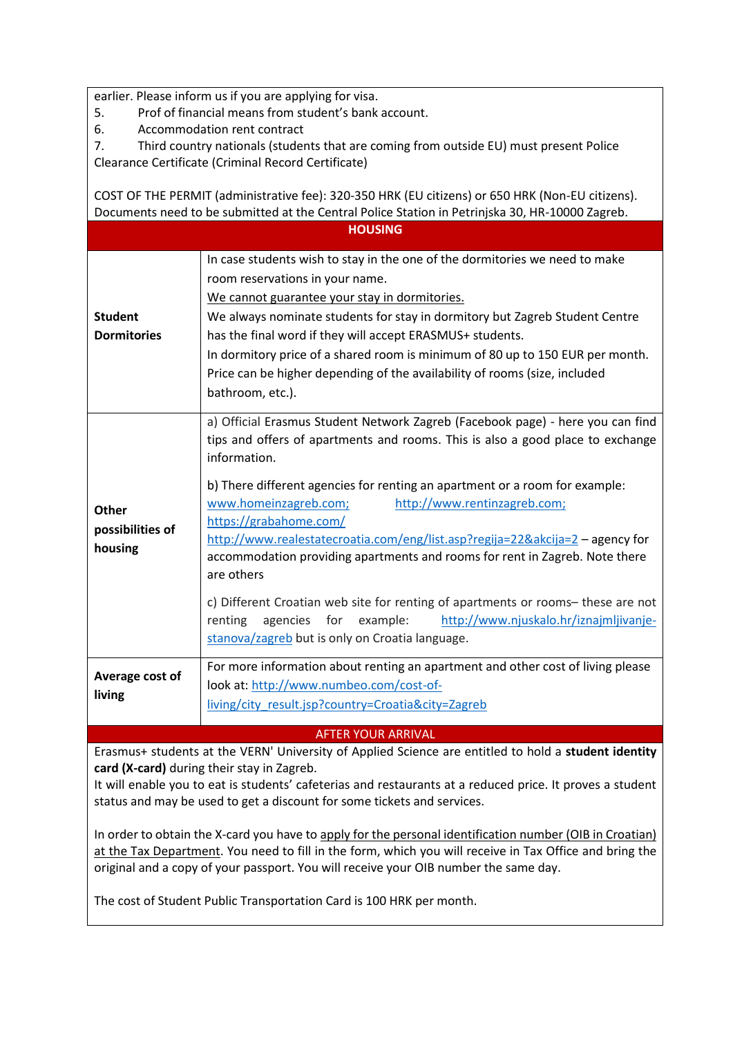earlier. Please inform us if you are applying for visa.

5. Prof of financial means from student's bank account.
6. Accommodation rent contract
7. Third country nationals (students that are coming from outside EU) must present Police Clearance Certificate (Criminal Record Certificate)

COST OF THE PERMIT (administrative fee): 320-350 HRK (EU citizens) or 650 HRK (Non-EU citizens). Documents need to be submitted at the Central Police Station in Petrinjska 30, HR-10000 Zagreb.

## HOUSING

| | |
|---|---|
| **Student Dormitories** | In case students wish to stay in the one of the dormitories we need to make room reservations in your name. <br> We cannot guarantee your stay in dormitories. <br> We always nominate students for stay in dormitory but Zagreb Student Centre has the final word if they will accept ERASMUS+ students. <br> In dormitory price of a shared room is minimum of 80 up to 150 EUR per month. Price can be higher depending of the availability of rooms (size, included bathroom, etc.). |
| **Other possibilities of housing** | a) Official Erasmus Student Network Zagreb (Facebook page) - here you can find tips and offers of apartments and rooms. This is also a good place to exchange information. <br><br> b) There different agencies for renting an apartment or a room for example: www.homeinzagreb.com; http://www.rentinzagreb.com; https://grabahome.com/ http://www.realestatecroatia.com/eng/list.asp?regija=22&akcija=2 – agency for accommodation providing apartments and rooms for rent in Zagreb. Note there are others <br><br> c) Different Croatian web site for renting of apartments or rooms– these are not renting agencies for example: http://www.njuskalo.hr/iznajmljivanje-stanova/zagreb but is only on Croatia language. |
| **Average cost of living** | For more information about renting an apartment and other cost of living please look at: http://www.numbeo.com/cost-of-living/city_result.jsp?country=Croatia&city=Zagreb |

## AFTER YOUR ARRIVAL

Erasmus+ students at the VERN' University of Applied Science are entitled to hold a **student identity card (X-card)** during their stay in Zagreb.
It will enable you to eat is students' cafeterias and restaurants at a reduced price. It proves a student status and may be used to get a discount for some tickets and services.

In order to obtain the X-card you have to apply for the personal identification number (OIB in Croatian) at the Tax Department. You need to fill in the form, which you will receive in Tax Office and bring the original and a copy of your passport. You will receive your OIB number the same day.

The cost of Student Public Transportation Card is 100 HRK per month.